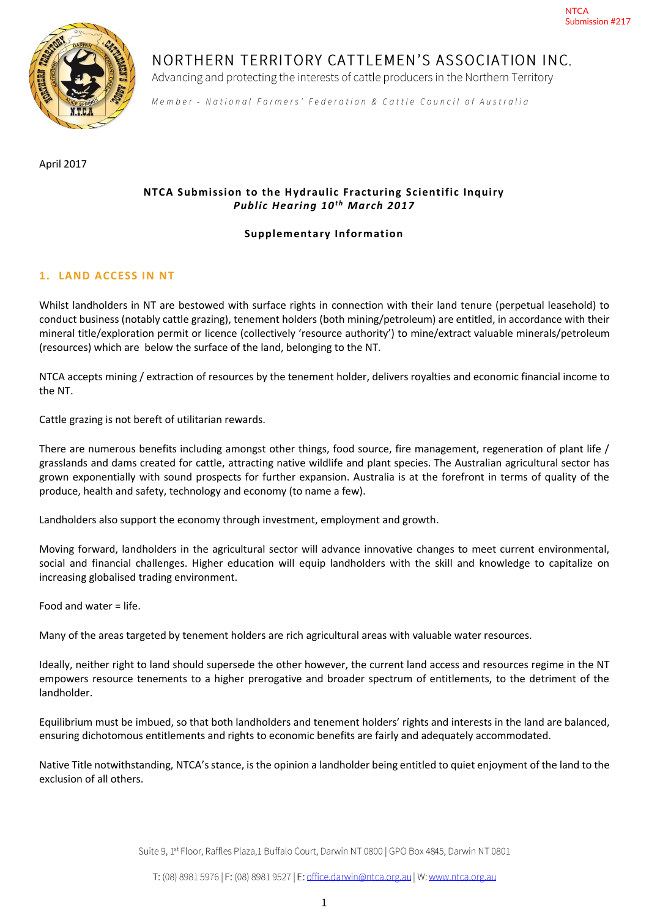NTCA Submission #217

# NORTHERN TERRITORY CATTLEMEN'S ASSOCIATION INC.

Advancing and protecting the interests of cattle producers in the Northern Territory

*Member - National Farmers' Federation & Cattle Council of Australia*

April 2017

**NTCA Submission to the Hydraulic Fracturing Scientific Inquiry**
***Public Hearing 10th March 2017***

**Supplementary Information**

## 1. LAND ACCESS IN NT

Whilst landholders in NT are bestowed with surface rights in connection with their land tenure (perpetual leasehold) to conduct business (notably cattle grazing), tenement holders (both mining/petroleum) are entitled, in accordance with their mineral title/exploration permit or licence (collectively 'resource authority') to mine/extract valuable minerals/petroleum (resources) which are below the surface of the land, belonging to the NT.

NTCA accepts mining / extraction of resources by the tenement holder, delivers royalties and economic financial income to the NT.

Cattle grazing is not bereft of utilitarian rewards.

There are numerous benefits including amongst other things, food source, fire management, regeneration of plant life / grasslands and dams created for cattle, attracting native wildlife and plant species. The Australian agricultural sector has grown exponentially with sound prospects for further expansion. Australia is at the forefront in terms of quality of the produce, health and safety, technology and economy (to name a few).

Landholders also support the economy through investment, employment and growth.

Moving forward, landholders in the agricultural sector will advance innovative changes to meet current environmental, social and financial challenges. Higher education will equip landholders with the skill and knowledge to capitalize on increasing globalised trading environment.

Food and water = life.

Many of the areas targeted by tenement holders are rich agricultural areas with valuable water resources.

Ideally, neither right to land should supersede the other however, the current land access and resources regime in the NT empowers resource tenements to a higher prerogative and broader spectrum of entitlements, to the detriment of the landholder.

Equilibrium must be imbued, so that both landholders and tenement holders' rights and interests in the land are balanced, ensuring dichotomous entitlements and rights to economic benefits are fairly and adequately accommodated.

Native Title notwithstanding, NTCA's stance, is the opinion a landholder being entitled to quiet enjoyment of the land to the exclusion of all others.

Suite 9, 1st Floor, Raffles Plaza,1 Buffalo Court, Darwin NT 0800 | GPO Box 4845, Darwin NT 0801

T: (08) 8981 5976 | F: (08) 8981 9527 | E: office.darwin@ntca.org.au | W: www.ntca.org.au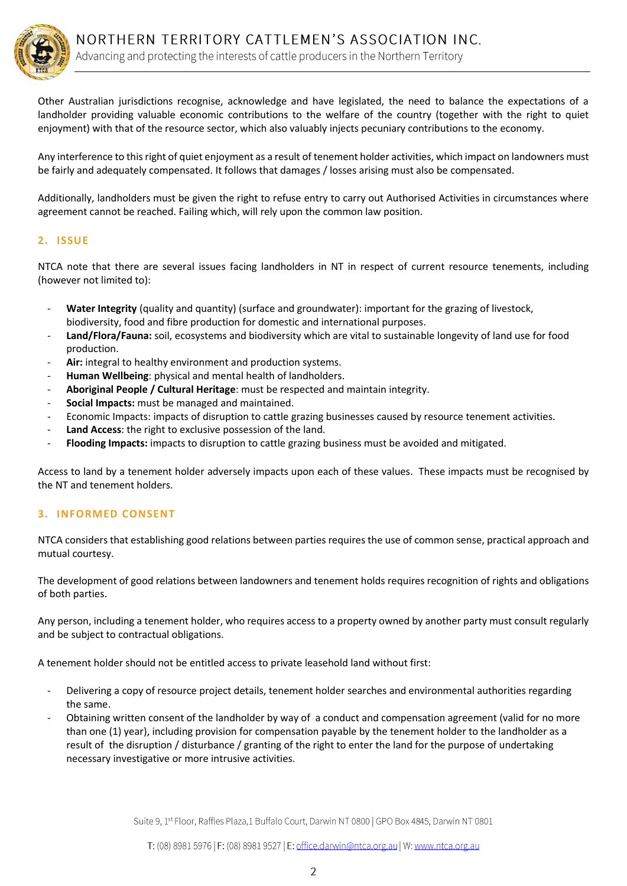Other Australian jurisdictions recognise, acknowledge and have legislated, the need to balance the expectations of a landholder providing valuable economic contributions to the welfare of the country (together with the right to quiet enjoyment) with that of the resource sector, which also valuably injects pecuniary contributions to the economy.

Any interference to this right of quiet enjoyment as a result of tenement holder activities, which impact on landowners must be fairly and adequately compensated. It follows that damages / losses arising must also be compensated.

Additionally, landholders must be given the right to refuse entry to carry out Authorised Activities in circumstances where agreement cannot be reached. Failing which, will rely upon the common law position.

## 2. ISSUE

NTCA note that there are several issues facing landholders in NT in respect of current resource tenements, including (however not limited to):

- **Water Integrity** (quality and quantity) (surface and groundwater): important for the grazing of livestock, biodiversity, food and fibre production for domestic and international purposes.
- **Land/Flora/Fauna:** soil, ecosystems and biodiversity which are vital to sustainable longevity of land use for food production.
- **Air:** integral to healthy environment and production systems.
- **Human Wellbeing**: physical and mental health of landholders.
- **Aboriginal People / Cultural Heritage**: must be respected and maintain integrity.
- **Social Impacts:** must be managed and maintained.
- Economic Impacts: impacts of disruption to cattle grazing businesses caused by resource tenement activities.
- **Land Access**: the right to exclusive possession of the land.
- **Flooding Impacts:** impacts to disruption to cattle grazing business must be avoided and mitigated.

Access to land by a tenement holder adversely impacts upon each of these values. These impacts must be recognised by the NT and tenement holders.

## 3. INFORMED CONSENT

NTCA considers that establishing good relations between parties requires the use of common sense, practical approach and mutual courtesy.

The development of good relations between landowners and tenement holds requires recognition of rights and obligations of both parties.

Any person, including a tenement holder, who requires access to a property owned by another party must consult regularly and be subject to contractual obligations.

A tenement holder should not be entitled access to private leasehold land without first:

- Delivering a copy of resource project details, tenement holder searches and environmental authorities regarding the same.
- Obtaining written consent of the landholder by way of a conduct and compensation agreement (valid for no more than one (1) year), including provision for compensation payable by the tenement holder to the landholder as a result of the disruption / disturbance / granting of the right to enter the land for the purpose of undertaking necessary investigative or more intrusive activities.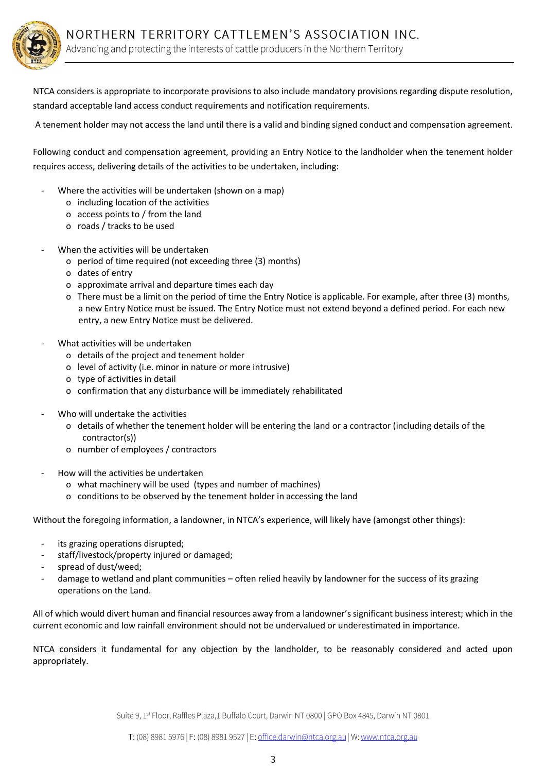NTCA considers is appropriate to incorporate provisions to also include mandatory provisions regarding dispute resolution, standard acceptable land access conduct requirements and notification requirements.

A tenement holder may not access the land until there is a valid and binding signed conduct and compensation agreement.

Following conduct and compensation agreement, providing an Entry Notice to the landholder when the tenement holder requires access, delivering details of the activities to be undertaken, including:

- Where the activities will be undertaken (shown on a map)
  - including location of the activities
  - access points to / from the land
  - roads / tracks to be used

- When the activities will be undertaken
  - period of time required (not exceeding three (3) months)
  - dates of entry
  - approximate arrival and departure times each day
  - There must be a limit on the period of time the Entry Notice is applicable. For example, after three (3) months, a new Entry Notice must be issued. The Entry Notice must not extend beyond a defined period. For each new entry, a new Entry Notice must be delivered.

- What activities will be undertaken
  - details of the project and tenement holder
  - level of activity (i.e. minor in nature or more intrusive)
  - type of activities in detail
  - confirmation that any disturbance will be immediately rehabilitated

- Who will undertake the activities
  - details of whether the tenement holder will be entering the land or a contractor (including details of the contractor(s))
  - number of employees / contractors

- How will the activities be undertaken
  - what machinery will be used (types and number of machines)
  - conditions to be observed by the tenement holder in accessing the land

Without the foregoing information, a landowner, in NTCA's experience, will likely have (amongst other things):

- its grazing operations disrupted;
- staff/livestock/property injured or damaged;
- spread of dust/weed;
- damage to wetland and plant communities – often relied heavily by landowner for the success of its grazing operations on the Land.

All of which would divert human and financial resources away from a landowner's significant business interest; which in the current economic and low rainfall environment should not be undervalued or underestimated in importance.

NTCA considers it fundamental for any objection by the landholder, to be reasonably considered and acted upon appropriately.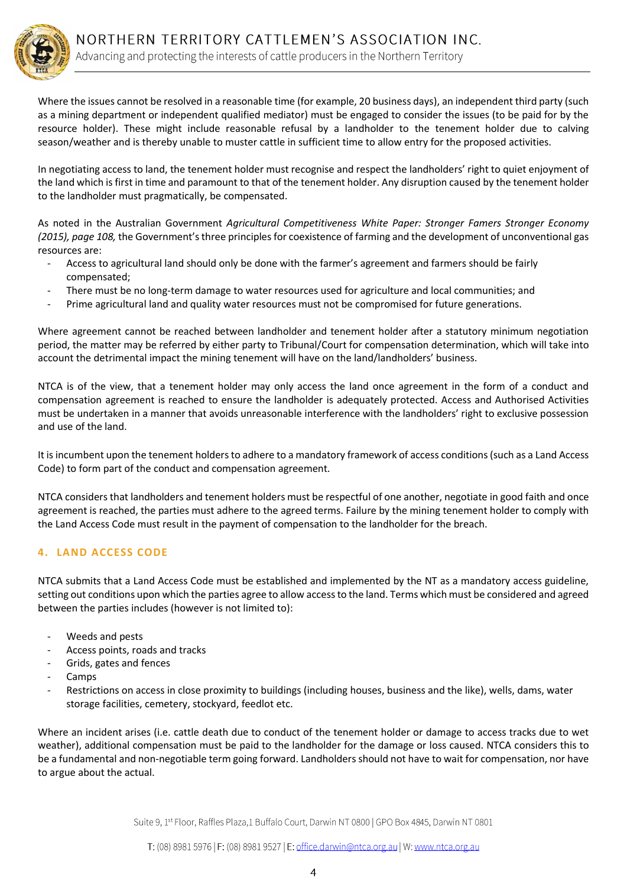Where the issues cannot be resolved in a reasonable time (for example, 20 business days), an independent third party (such as a mining department or independent qualified mediator) must be engaged to consider the issues (to be paid for by the resource holder). These might include reasonable refusal by a landholder to the tenement holder due to calving season/weather and is thereby unable to muster cattle in sufficient time to allow entry for the proposed activities.

In negotiating access to land, the tenement holder must recognise and respect the landholders' right to quiet enjoyment of the land which is first in time and paramount to that of the tenement holder. Any disruption caused by the tenement holder to the landholder must pragmatically, be compensated.

As noted in the Australian Government *Agricultural Competitiveness White Paper: Stronger Famers Stronger Economy (2015), page 108,* the Government's three principles for coexistence of farming and the development of unconventional gas resources are:

- Access to agricultural land should only be done with the farmer's agreement and farmers should be fairly compensated;
- There must be no long-term damage to water resources used for agriculture and local communities; and
- Prime agricultural land and quality water resources must not be compromised for future generations.

Where agreement cannot be reached between landholder and tenement holder after a statutory minimum negotiation period, the matter may be referred by either party to Tribunal/Court for compensation determination, which will take into account the detrimental impact the mining tenement will have on the land/landholders' business.

NTCA is of the view, that a tenement holder may only access the land once agreement in the form of a conduct and compensation agreement is reached to ensure the landholder is adequately protected. Access and Authorised Activities must be undertaken in a manner that avoids unreasonable interference with the landholders' right to exclusive possession and use of the land.

It is incumbent upon the tenement holders to adhere to a mandatory framework of access conditions (such as a Land Access Code) to form part of the conduct and compensation agreement.

NTCA considers that landholders and tenement holders must be respectful of one another, negotiate in good faith and once agreement is reached, the parties must adhere to the agreed terms. Failure by the mining tenement holder to comply with the Land Access Code must result in the payment of compensation to the landholder for the breach.

## 4. LAND ACCESS CODE

NTCA submits that a Land Access Code must be established and implemented by the NT as a mandatory access guideline, setting out conditions upon which the parties agree to allow access to the land. Terms which must be considered and agreed between the parties includes (however is not limited to):

- Weeds and pests
- Access points, roads and tracks
- Grids, gates and fences
- Camps
- Restrictions on access in close proximity to buildings (including houses, business and the like), wells, dams, water storage facilities, cemetery, stockyard, feedlot etc.

Where an incident arises (i.e. cattle death due to conduct of the tenement holder or damage to access tracks due to wet weather), additional compensation must be paid to the landholder for the damage or loss caused. NTCA considers this to be a fundamental and non-negotiable term going forward. Landholders should not have to wait for compensation, nor have to argue about the actual.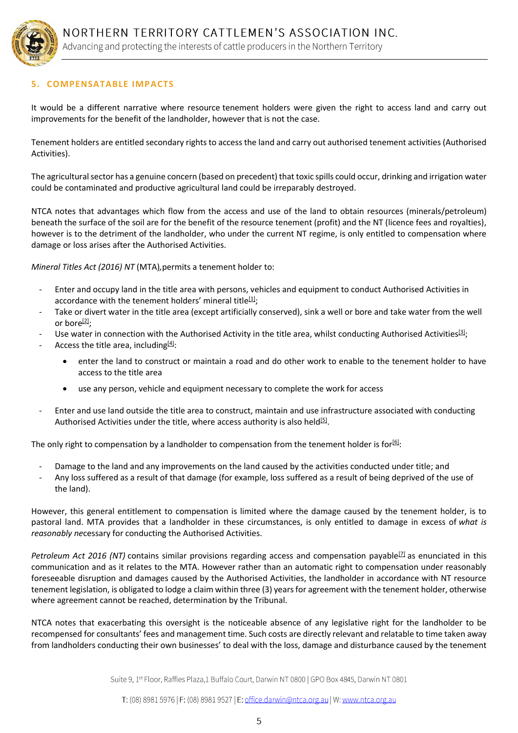## 5. COMPENSATABLE IMPACTS

It would be a different narrative where resource tenement holders were given the right to access land and carry out improvements for the benefit of the landholder, however that is not the case.

Tenement holders are entitled secondary rights to access the land and carry out authorised tenement activities (Authorised Activities).

The agricultural sector has a genuine concern (based on precedent) that toxic spills could occur, drinking and irrigation water could be contaminated and productive agricultural land could be irreparably destroyed.

NTCA notes that advantages which flow from the access and use of the land to obtain resources (minerals/petroleum) beneath the surface of the soil are for the benefit of the resource tenement (profit) and the NT (licence fees and royalties), however is to the detriment of the landholder, who under the current NT regime, is only entitled to compensation where damage or loss arises after the Authorised Activities.

*Mineral Titles Act (2016) NT* (MTA), permits a tenement holder to:

- Enter and occupy land in the title area with persons, vehicles and equipment to conduct Authorised Activities in accordance with the tenement holders' mineral title[1];
- Take or divert water in the title area (except artificially conserved), sink a well or bore and take water from the well or bore[2];
- Use water in connection with the Authorised Activity in the title area, whilst conducting Authorised Activities[3];
- Access the title area, including[4]:
    - enter the land to construct or maintain a road and do other work to enable to the tenement holder to have access to the title area
    - use any person, vehicle and equipment necessary to complete the work for access
- Enter and use land outside the title area to construct, maintain and use infrastructure associated with conducting Authorised Activities under the title, where access authority is also held[5].

The only right to compensation by a landholder to compensation from the tenement holder is for[6]:

- Damage to the land and any improvements on the land caused by the activities conducted under title; and
- Any loss suffered as a result of that damage (for example, loss suffered as a result of being deprived of the use of the land).

However, this general entitlement to compensation is limited where the damage caused by the tenement holder, is to pastoral land. MTA provides that a landholder in these circumstances, is only entitled to damage in excess of *what is reasonably ne*cessary for conducting the Authorised Activities.

*Petroleum Act 2016 (NT)* contains similar provisions regarding access and compensation payable[7] as enunciated in this communication and as it relates to the MTA. However rather than an automatic right to compensation under reasonably foreseeable disruption and damages caused by the Authorised Activities, the landholder in accordance with NT resource tenement legislation, is obligated to lodge a claim within three (3) years for agreement with the tenement holder, otherwise where agreement cannot be reached, determination by the Tribunal.

NTCA notes that exacerbating this oversight is the noticeable absence of any legislative right for the landholder to be recompensed for consultants' fees and management time. Such costs are directly relevant and relatable to time taken away from landholders conducting their own businesses' to deal with the loss, damage and disturbance caused by the tenement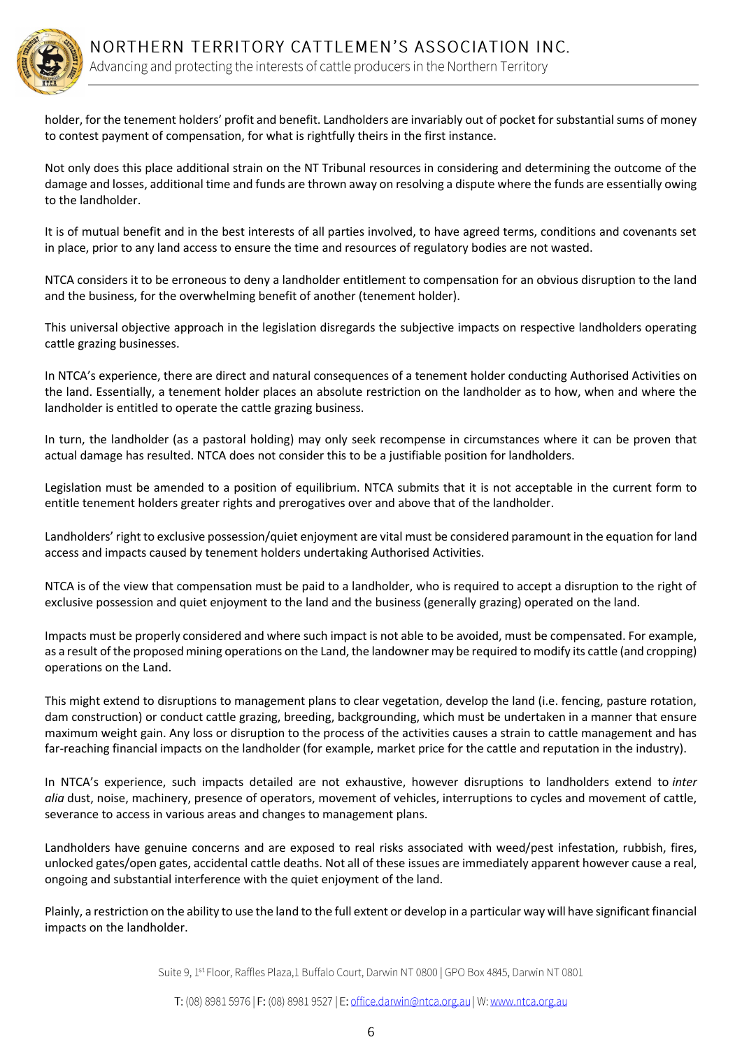holder, for the tenement holders' profit and benefit. Landholders are invariably out of pocket for substantial sums of money to contest payment of compensation, for what is rightfully theirs in the first instance.

Not only does this place additional strain on the NT Tribunal resources in considering and determining the outcome of the damage and losses, additional time and funds are thrown away on resolving a dispute where the funds are essentially owing to the landholder.

It is of mutual benefit and in the best interests of all parties involved, to have agreed terms, conditions and covenants set in place, prior to any land access to ensure the time and resources of regulatory bodies are not wasted.

NTCA considers it to be erroneous to deny a landholder entitlement to compensation for an obvious disruption to the land and the business, for the overwhelming benefit of another (tenement holder).

This universal objective approach in the legislation disregards the subjective impacts on respective landholders operating cattle grazing businesses.

In NTCA's experience, there are direct and natural consequences of a tenement holder conducting Authorised Activities on the land. Essentially, a tenement holder places an absolute restriction on the landholder as to how, when and where the landholder is entitled to operate the cattle grazing business.

In turn, the landholder (as a pastoral holding) may only seek recompense in circumstances where it can be proven that actual damage has resulted. NTCA does not consider this to be a justifiable position for landholders.

Legislation must be amended to a position of equilibrium. NTCA submits that it is not acceptable in the current form to entitle tenement holders greater rights and prerogatives over and above that of the landholder.

Landholders' right to exclusive possession/quiet enjoyment are vital must be considered paramount in the equation for land access and impacts caused by tenement holders undertaking Authorised Activities.

NTCA is of the view that compensation must be paid to a landholder, who is required to accept a disruption to the right of exclusive possession and quiet enjoyment to the land and the business (generally grazing) operated on the land.

Impacts must be properly considered and where such impact is not able to be avoided, must be compensated. For example, as a result of the proposed mining operations on the Land, the landowner may be required to modify its cattle (and cropping) operations on the Land.

This might extend to disruptions to management plans to clear vegetation, develop the land (i.e. fencing, pasture rotation, dam construction) or conduct cattle grazing, breeding, backgrounding, which must be undertaken in a manner that ensure maximum weight gain. Any loss or disruption to the process of the activities causes a strain to cattle management and has far-reaching financial impacts on the landholder (for example, market price for the cattle and reputation in the industry).

In NTCA's experience, such impacts detailed are not exhaustive, however disruptions to landholders extend to *inter alia* dust, noise, machinery, presence of operators, movement of vehicles, interruptions to cycles and movement of cattle, severance to access in various areas and changes to management plans.

Landholders have genuine concerns and are exposed to real risks associated with weed/pest infestation, rubbish, fires, unlocked gates/open gates, accidental cattle deaths. Not all of these issues are immediately apparent however cause a real, ongoing and substantial interference with the quiet enjoyment of the land.

Plainly, a restriction on the ability to use the land to the full extent or develop in a particular way will have significant financial impacts on the landholder.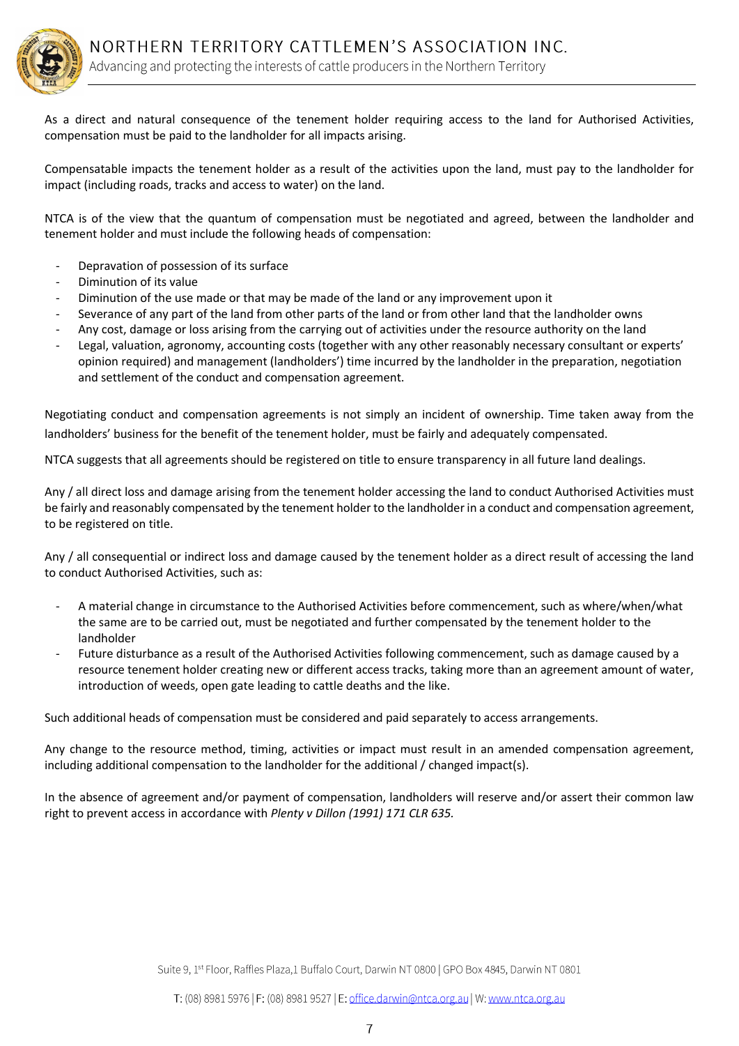As a direct and natural consequence of the tenement holder requiring access to the land for Authorised Activities, compensation must be paid to the landholder for all impacts arising.

Compensatable impacts the tenement holder as a result of the activities upon the land, must pay to the landholder for impact (including roads, tracks and access to water) on the land.

NTCA is of the view that the quantum of compensation must be negotiated and agreed, between the landholder and tenement holder and must include the following heads of compensation:

- Depravation of possession of its surface
- Diminution of its value
- Diminution of the use made or that may be made of the land or any improvement upon it
- Severance of any part of the land from other parts of the land or from other land that the landholder owns
- Any cost, damage or loss arising from the carrying out of activities under the resource authority on the land
- Legal, valuation, agronomy, accounting costs (together with any other reasonably necessary consultant or experts' opinion required) and management (landholders') time incurred by the landholder in the preparation, negotiation and settlement of the conduct and compensation agreement.

Negotiating conduct and compensation agreements is not simply an incident of ownership. Time taken away from the landholders' business for the benefit of the tenement holder, must be fairly and adequately compensated.

NTCA suggests that all agreements should be registered on title to ensure transparency in all future land dealings.

Any / all direct loss and damage arising from the tenement holder accessing the land to conduct Authorised Activities must be fairly and reasonably compensated by the tenement holder to the landholder in a conduct and compensation agreement, to be registered on title.

Any / all consequential or indirect loss and damage caused by the tenement holder as a direct result of accessing the land to conduct Authorised Activities, such as:

- A material change in circumstance to the Authorised Activities before commencement, such as where/when/what the same are to be carried out, must be negotiated and further compensated by the tenement holder to the landholder
- Future disturbance as a result of the Authorised Activities following commencement, such as damage caused by a resource tenement holder creating new or different access tracks, taking more than an agreement amount of water, introduction of weeds, open gate leading to cattle deaths and the like.

Such additional heads of compensation must be considered and paid separately to access arrangements.

Any change to the resource method, timing, activities or impact must result in an amended compensation agreement, including additional compensation to the landholder for the additional / changed impact(s).

In the absence of agreement and/or payment of compensation, landholders will reserve and/or assert their common law right to prevent access in accordance with *Plenty v Dillon (1991) 171 CLR 635*.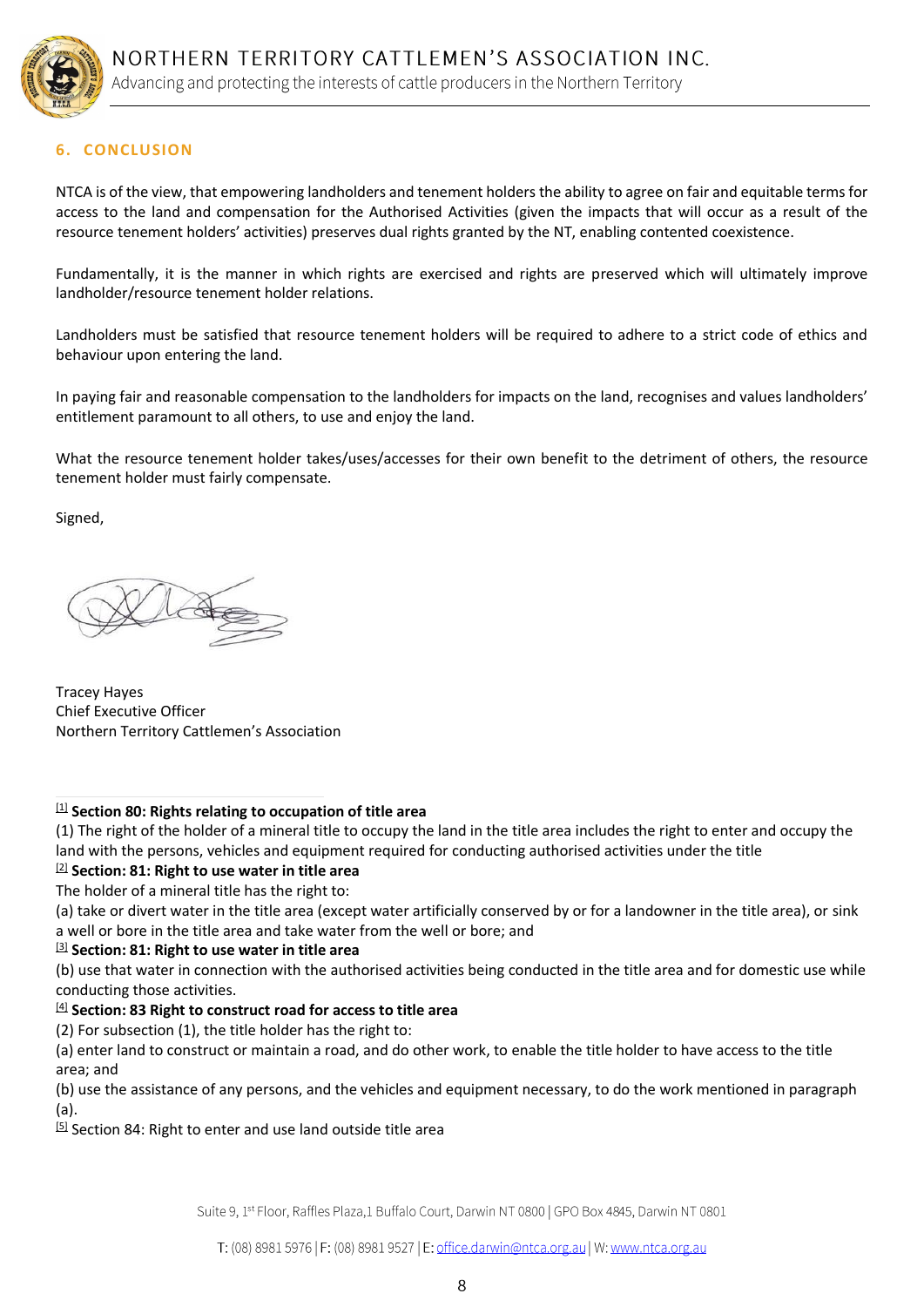## 6. CONCLUSION

NTCA is of the view, that empowering landholders and tenement holders the ability to agree on fair and equitable terms for access to the land and compensation for the Authorised Activities (given the impacts that will occur as a result of the resource tenement holders' activities) preserves dual rights granted by the NT, enabling contented coexistence.

Fundamentally, it is the manner in which rights are exercised and rights are preserved which will ultimately improve landholder/resource tenement holder relations.

Landholders must be satisfied that resource tenement holders will be required to adhere to a strict code of ethics and behaviour upon entering the land.

In paying fair and reasonable compensation to the landholders for impacts on the land, recognises and values landholders' entitlement paramount to all others, to use and enjoy the land.

What the resource tenement holder takes/uses/accesses for their own benefit to the detriment of others, the resource tenement holder must fairly compensate.

Signed,

Tracey Hayes
Chief Executive Officer
Northern Territory Cattlemen's Association

---

[1] **Section 80: Rights relating to occupation of title area**
(1) The right of the holder of a mineral title to occupy the land in the title area includes the right to enter and occupy the land with the persons, vehicles and equipment required for conducting authorised activities under the title

[2] **Section: 81: Right to use water in title area**
The holder of a mineral title has the right to:
(a) take or divert water in the title area (except water artificially conserved by or for a landowner in the title area), or sink a well or bore in the title area and take water from the well or bore; and

[3] **Section: 81: Right to use water in title area**
(b) use that water in connection with the authorised activities being conducted in the title area and for domestic use while conducting those activities.

[4] **Section: 83 Right to construct road for access to title area**
(2) For subsection (1), the title holder has the right to:
(a) enter land to construct or maintain a road, and do other work, to enable the title holder to have access to the title area; and
(b) use the assistance of any persons, and the vehicles and equipment necessary, to do the work mentioned in paragraph (a).

[5] Section 84: Right to enter and use land outside title area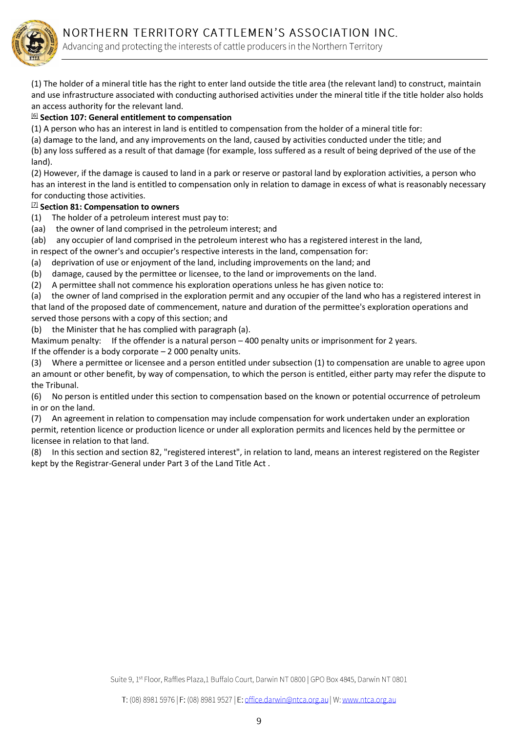(1) The holder of a mineral title has the right to enter land outside the title area (the relevant land) to construct, maintain and use infrastructure associated with conducting authorised activities under the mineral title if the title holder also holds an access authority for the relevant land.

[6] **Section 107: General entitlement to compensation**

(1) A person who has an interest in land is entitled to compensation from the holder of a mineral title for:

(a) damage to the land, and any improvements on the land, caused by activities conducted under the title; and

(b) any loss suffered as a result of that damage (for example, loss suffered as a result of being deprived of the use of the land).

(2) However, if the damage is caused to land in a park or reserve or pastoral land by exploration activities, a person who has an interest in the land is entitled to compensation only in relation to damage in excess of what is reasonably necessary for conducting those activities.

[7] **Section 81: Compensation to owners**

(1) The holder of a petroleum interest must pay to:

(aa) the owner of land comprised in the petroleum interest; and

(ab) any occupier of land comprised in the petroleum interest who has a registered interest in the land,

in respect of the owner's and occupier's respective interests in the land, compensation for:

(a) deprivation of use or enjoyment of the land, including improvements on the land; and

(b) damage, caused by the permittee or licensee, to the land or improvements on the land.

(2) A permittee shall not commence his exploration operations unless he has given notice to:

(a) the owner of land comprised in the exploration permit and any occupier of the land who has a registered interest in that land of the proposed date of commencement, nature and duration of the permittee's exploration operations and served those persons with a copy of this section; and

(b) the Minister that he has complied with paragraph (a).

Maximum penalty: If the offender is a natural person – 400 penalty units or imprisonment for 2 years.

If the offender is a body corporate – 2 000 penalty units.

(3) Where a permittee or licensee and a person entitled under subsection (1) to compensation are unable to agree upon an amount or other benefit, by way of compensation, to which the person is entitled, either party may refer the dispute to the Tribunal.

(6) No person is entitled under this section to compensation based on the known or potential occurrence of petroleum in or on the land.

(7) An agreement in relation to compensation may include compensation for work undertaken under an exploration permit, retention licence or production licence or under all exploration permits and licences held by the permittee or licensee in relation to that land.

(8) In this section and section 82, "registered interest", in relation to land, means an interest registered on the Register kept by the Registrar-General under Part 3 of the Land Title Act .